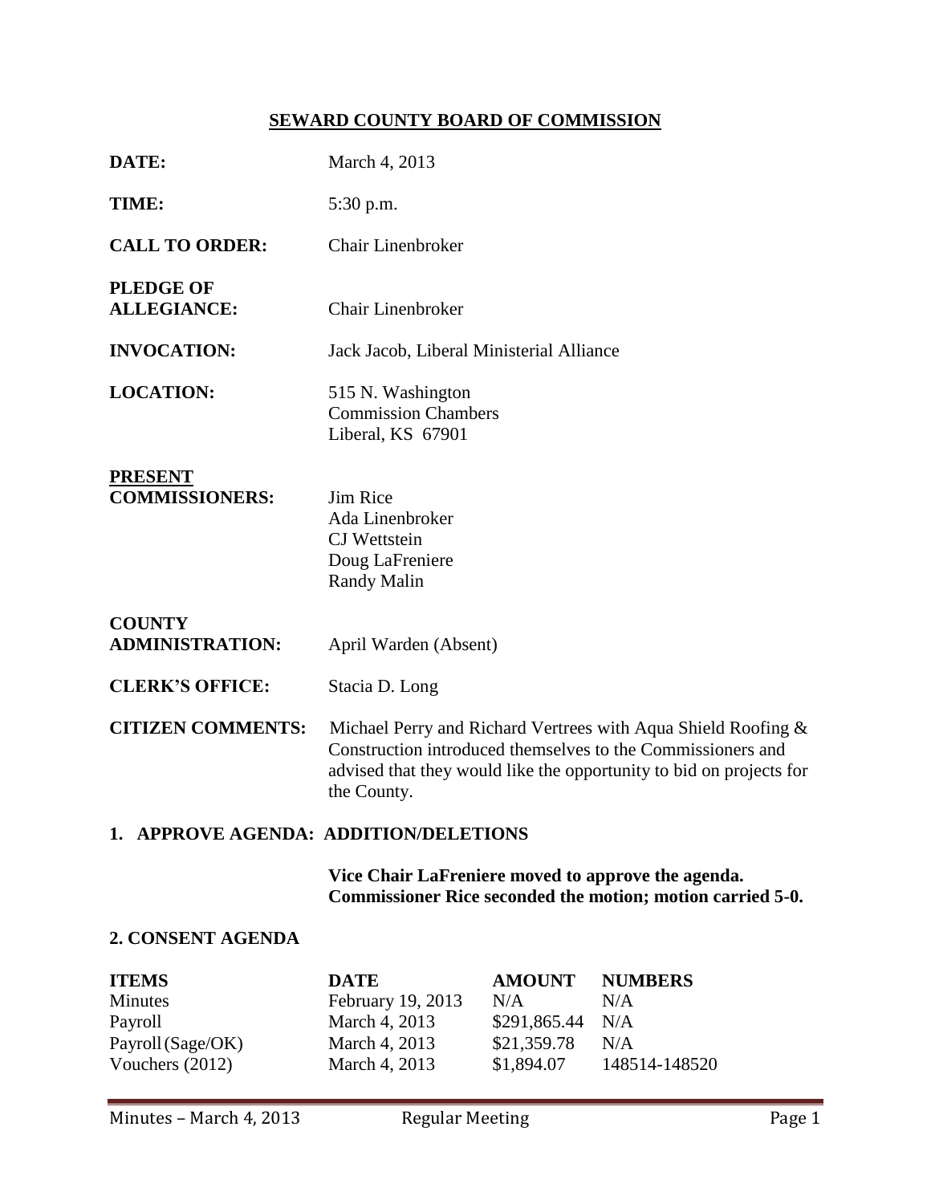# SEWARD COUNTY BOARD OF COMMISSION

**DATE:** March 4, 2013

**TIME:** 5:30 p.m.

**CALL TO ORDER:** Chair Linenbroker

**PLEDGE OF ALLEGIANCE:** Chair Linenbroker

**INVOCATION:** Jack Jacob, Liberal Ministerial Alliance

**LOCATION:** 515 N. Washington
Commission Chambers
Liberal, KS 67901

**PRESENT COMMISSIONERS:** Jim Rice
Ada Linenbroker
CJ Wettstein
Doug LaFreniere
Randy Malin

**COUNTY ADMINISTRATION:** April Warden (Absent)

**CLERK'S OFFICE:** Stacia D. Long

**CITIZEN COMMENTS:** Michael Perry and Richard Vertrees with Aqua Shield Roofing & Construction introduced themselves to the Commissioners and advised that they would like the opportunity to bid on projects for the County.

## 1. APPROVE AGENDA: ADDITION/DELETIONS

**Vice Chair LaFreniere moved to approve the agenda. Commissioner Rice seconded the motion; motion carried 5-0.**

## 2. CONSENT AGENDA

| ITEMS | DATE | AMOUNT | NUMBERS |
|---|---|---|---|
| Minutes | February 19, 2013 | N/A | N/A |
| Payroll | March 4, 2013 | $291,865.44 | N/A |
| Payroll (Sage/OK) | March 4, 2013 | $21,359.78 | N/A |
| Vouchers (2012) | March 4, 2013 | $1,894.07 | 148514-148520 |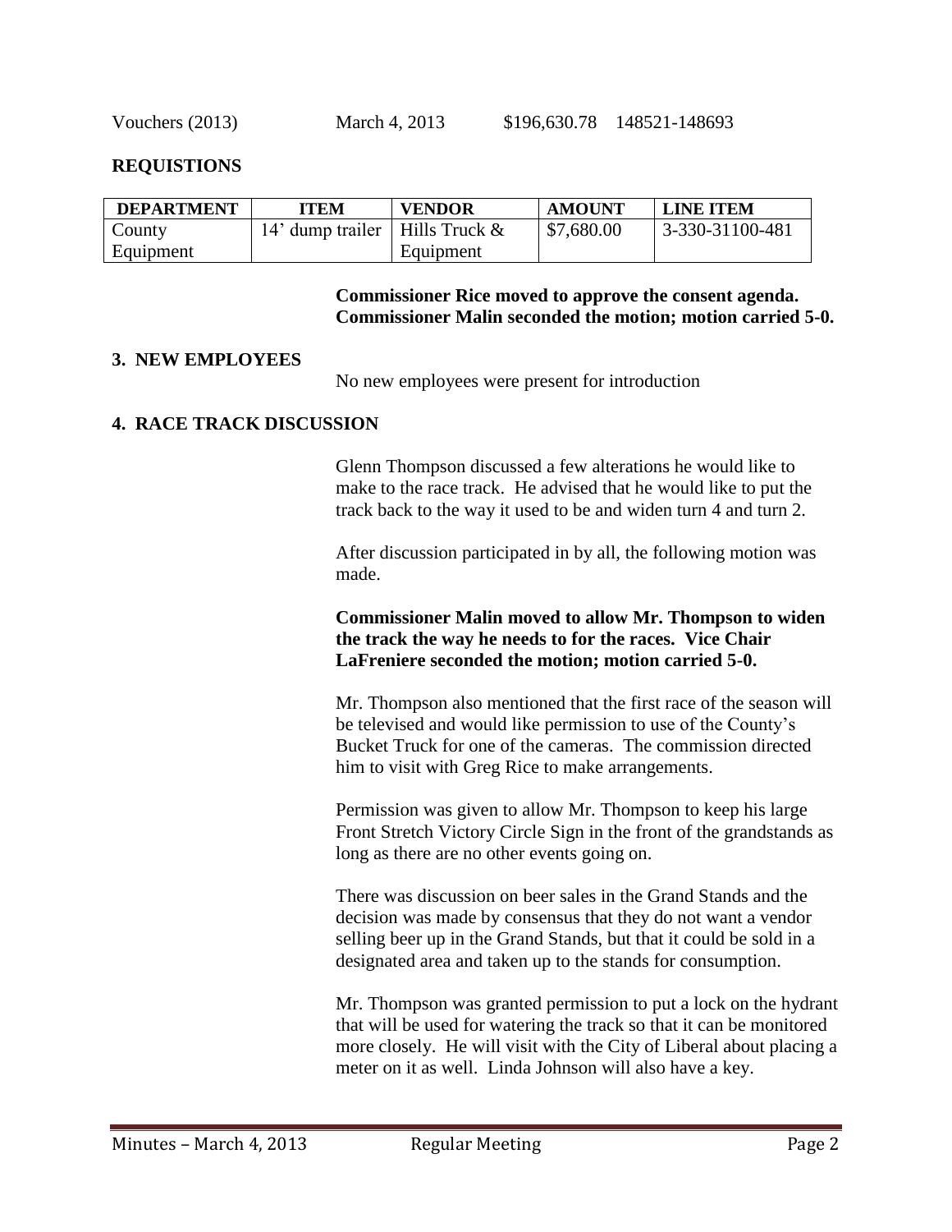Vouchers (2013) March 4, 2013 $196,630.78 148521-148693

## REQUISTIONS

| DEPARTMENT | ITEM | VENDOR | AMOUNT | LINE ITEM |
|---|---|---|---|---|
| County Equipment | 14' dump trailer | Hills Truck & Equipment | $7,680.00 | 3-330-31100-481 |

**Commissioner Rice moved to approve the consent agenda. Commissioner Malin seconded the motion; motion carried 5-0.**

## 3. NEW EMPLOYEES

No new employees were present for introduction

## 4. RACE TRACK DISCUSSION

Glenn Thompson discussed a few alterations he would like to make to the race track. He advised that he would like to put the track back to the way it used to be and widen turn 4 and turn 2.

After discussion participated in by all, the following motion was made.

**Commissioner Malin moved to allow Mr. Thompson to widen the track the way he needs to for the races. Vice Chair LaFreniere seconded the motion; motion carried 5-0.**

Mr. Thompson also mentioned that the first race of the season will be televised and would like permission to use of the County's Bucket Truck for one of the cameras. The commission directed him to visit with Greg Rice to make arrangements.

Permission was given to allow Mr. Thompson to keep his large Front Stretch Victory Circle Sign in the front of the grandstands as long as there are no other events going on.

There was discussion on beer sales in the Grand Stands and the decision was made by consensus that they do not want a vendor selling beer up in the Grand Stands, but that it could be sold in a designated area and taken up to the stands for consumption.

Mr. Thompson was granted permission to put a lock on the hydrant that will be used for watering the track so that it can be monitored more closely. He will visit with the City of Liberal about placing a meter on it as well. Linda Johnson will also have a key.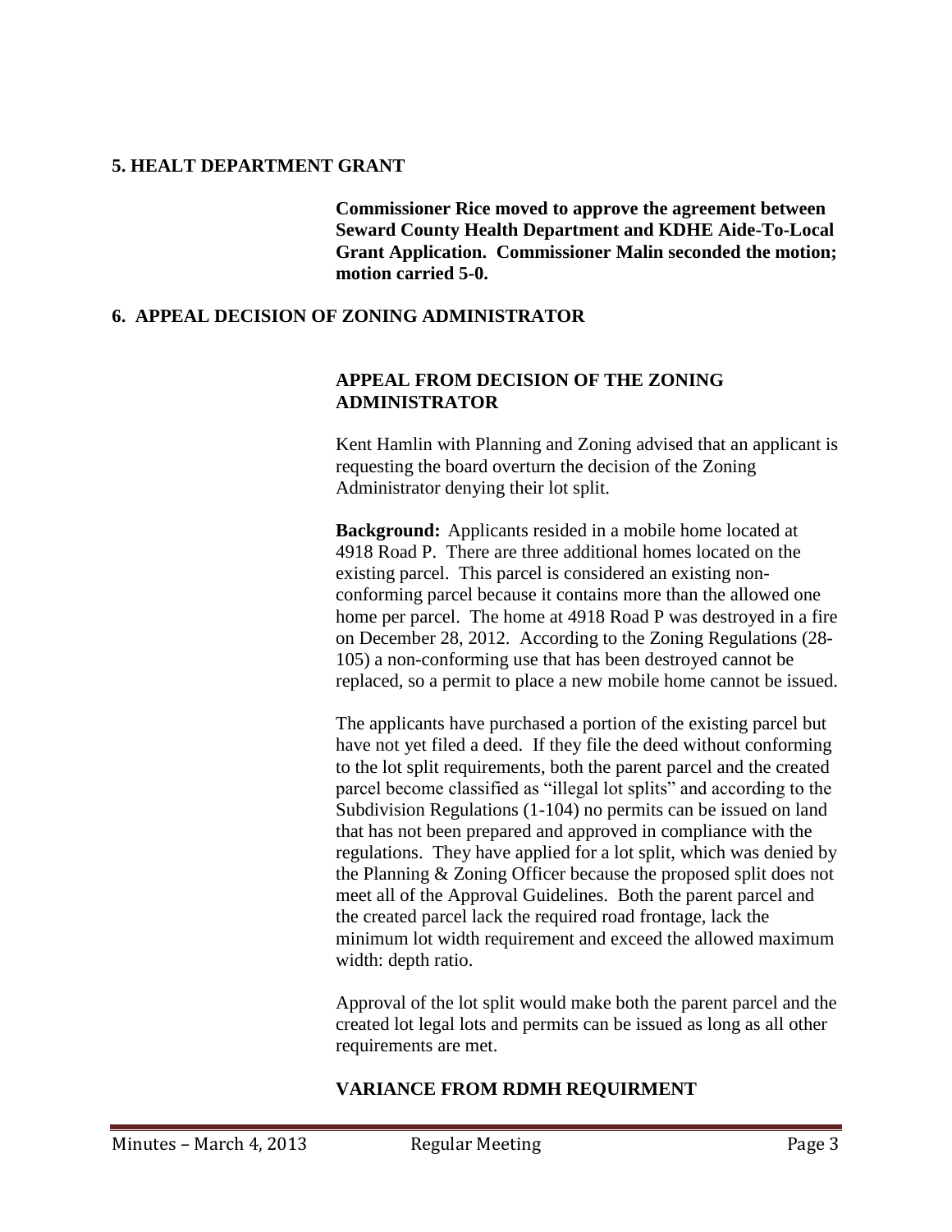## 5. HEALT DEPARTMENT GRANT

**Commissioner Rice moved to approve the agreement between Seward County Health Department and KDHE Aide-To-Local Grant Application. Commissioner Malin seconded the motion; motion carried 5-0.**

## 6. APPEAL DECISION OF ZONING ADMINISTRATOR

### APPEAL FROM DECISION OF THE ZONING ADMINISTRATOR

Kent Hamlin with Planning and Zoning advised that an applicant is requesting the board overturn the decision of the Zoning Administrator denying their lot split.

**Background:** Applicants resided in a mobile home located at 4918 Road P. There are three additional homes located on the existing parcel. This parcel is considered an existing non-conforming parcel because it contains more than the allowed one home per parcel. The home at 4918 Road P was destroyed in a fire on December 28, 2012. According to the Zoning Regulations (28-105) a non-conforming use that has been destroyed cannot be replaced, so a permit to place a new mobile home cannot be issued.

The applicants have purchased a portion of the existing parcel but have not yet filed a deed. If they file the deed without conforming to the lot split requirements, both the parent parcel and the created parcel become classified as "illegal lot splits" and according to the Subdivision Regulations (1-104) no permits can be issued on land that has not been prepared and approved in compliance with the regulations. They have applied for a lot split, which was denied by the Planning & Zoning Officer because the proposed split does not meet all of the Approval Guidelines. Both the parent parcel and the created parcel lack the required road frontage, lack the minimum lot width requirement and exceed the allowed maximum width: depth ratio.

Approval of the lot split would make both the parent parcel and the created lot legal lots and permits can be issued as long as all other requirements are met.

### VARIANCE FROM RDMH REQUIRMENT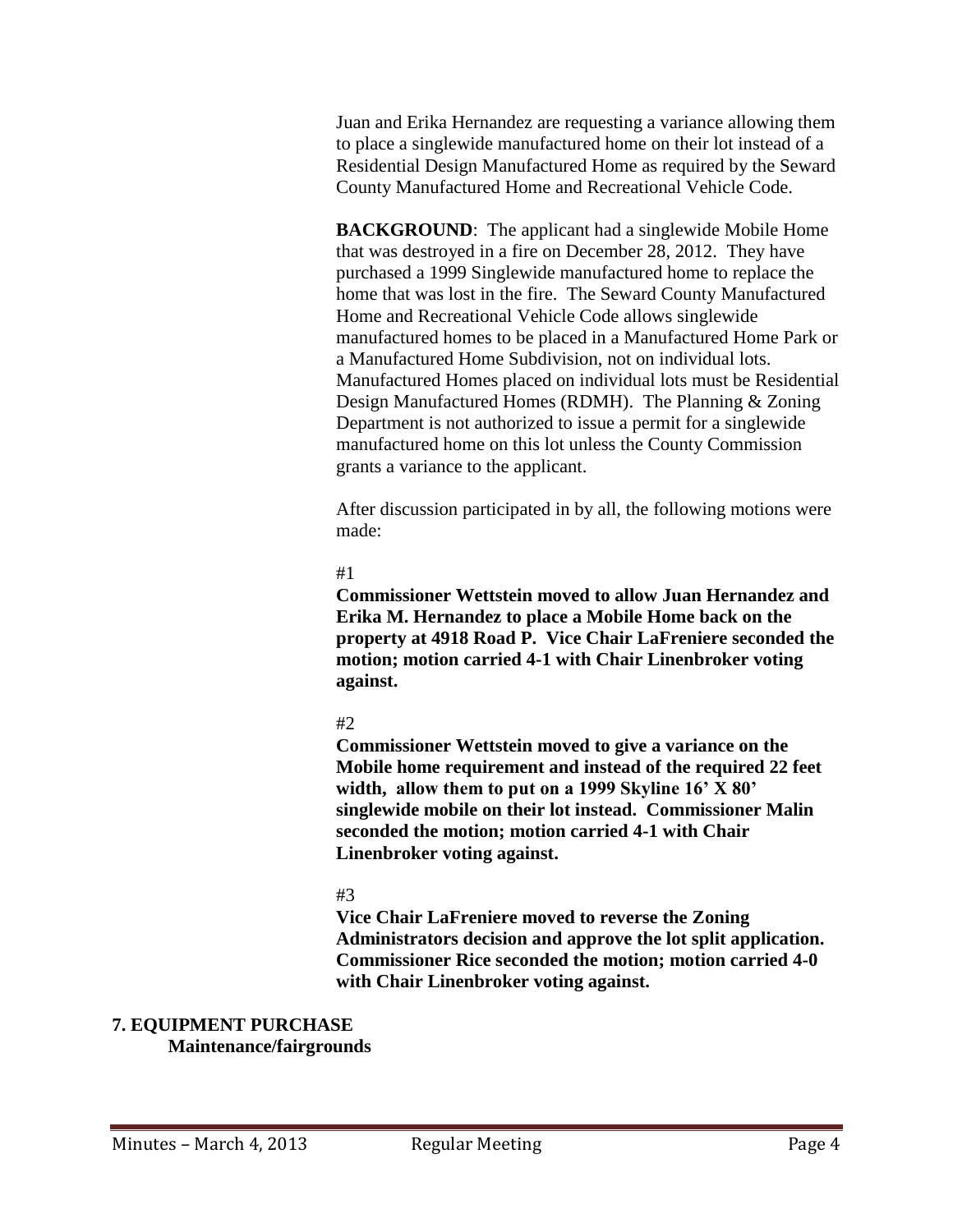Juan and Erika Hernandez are requesting a variance allowing them to place a singlewide manufactured home on their lot instead of a Residential Design Manufactured Home as required by the Seward County Manufactured Home and Recreational Vehicle Code.

**BACKGROUND**: The applicant had a singlewide Mobile Home that was destroyed in a fire on December 28, 2012. They have purchased a 1999 Singlewide manufactured home to replace the home that was lost in the fire. The Seward County Manufactured Home and Recreational Vehicle Code allows singlewide manufactured homes to be placed in a Manufactured Home Park or a Manufactured Home Subdivision, not on individual lots. Manufactured Homes placed on individual lots must be Residential Design Manufactured Homes (RDMH). The Planning & Zoning Department is not authorized to issue a permit for a singlewide manufactured home on this lot unless the County Commission grants a variance to the applicant.

After discussion participated in by all, the following motions were made:

#1

**Commissioner Wettstein moved to allow Juan Hernandez and Erika M. Hernandez to place a Mobile Home back on the property at 4918 Road P. Vice Chair LaFreniere seconded the motion; motion carried 4-1 with Chair Linenbroker voting against.**

#2

**Commissioner Wettstein moved to give a variance on the Mobile home requirement and instead of the required 22 feet width, allow them to put on a 1999 Skyline 16' X 80' singlewide mobile on their lot instead. Commissioner Malin seconded the motion; motion carried 4-1 with Chair Linenbroker voting against.**

#3

**Vice Chair LaFreniere moved to reverse the Zoning Administrators decision and approve the lot split application. Commissioner Rice seconded the motion; motion carried 4-0 with Chair Linenbroker voting against.**

## 7. EQUIPMENT PURCHASE

**Maintenance/fairgrounds**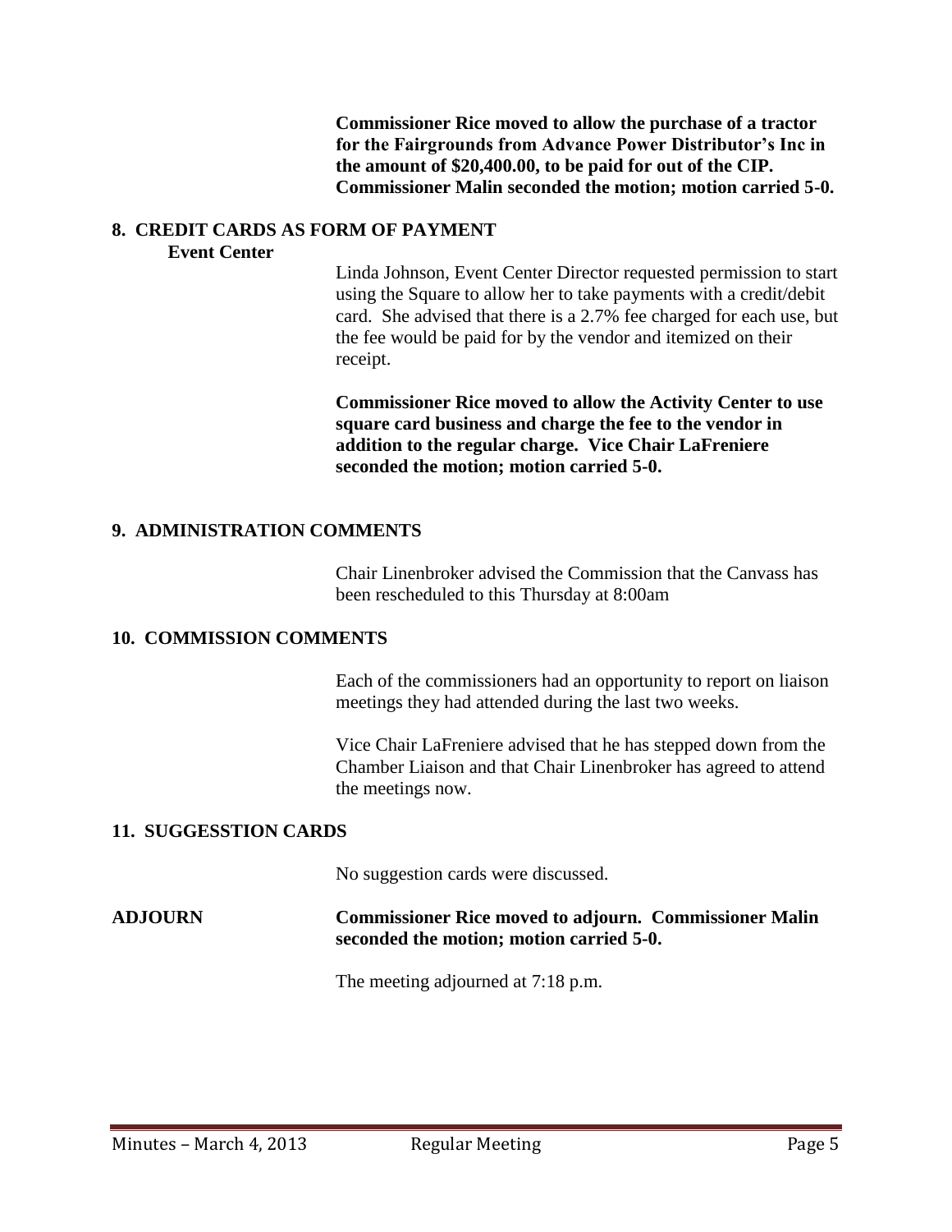**Commissioner Rice moved to allow the purchase of a tractor for the Fairgrounds from Advance Power Distributor's Inc in the amount of $20,400.00, to be paid for out of the CIP. Commissioner Malin seconded the motion; motion carried 5-0.**

## 8. CREDIT CARDS AS FORM OF PAYMENT

**Event Center**

Linda Johnson, Event Center Director requested permission to start using the Square to allow her to take payments with a credit/debit card. She advised that there is a 2.7% fee charged for each use, but the fee would be paid for by the vendor and itemized on their receipt.

**Commissioner Rice moved to allow the Activity Center to use square card business and charge the fee to the vendor in addition to the regular charge. Vice Chair LaFreniere seconded the motion; motion carried 5-0.**

## 9. ADMINISTRATION COMMENTS

Chair Linenbroker advised the Commission that the Canvass has been rescheduled to this Thursday at 8:00am

## 10. COMMISSION COMMENTS

Each of the commissioners had an opportunity to report on liaison meetings they had attended during the last two weeks.

Vice Chair LaFreniere advised that he has stepped down from the Chamber Liaison and that Chair Linenbroker has agreed to attend the meetings now.

## 11. SUGGESSTION CARDS

No suggestion cards were discussed.

**ADJOURN** **Commissioner Rice moved to adjourn. Commissioner Malin seconded the motion; motion carried 5-0.**

The meeting adjourned at 7:18 p.m.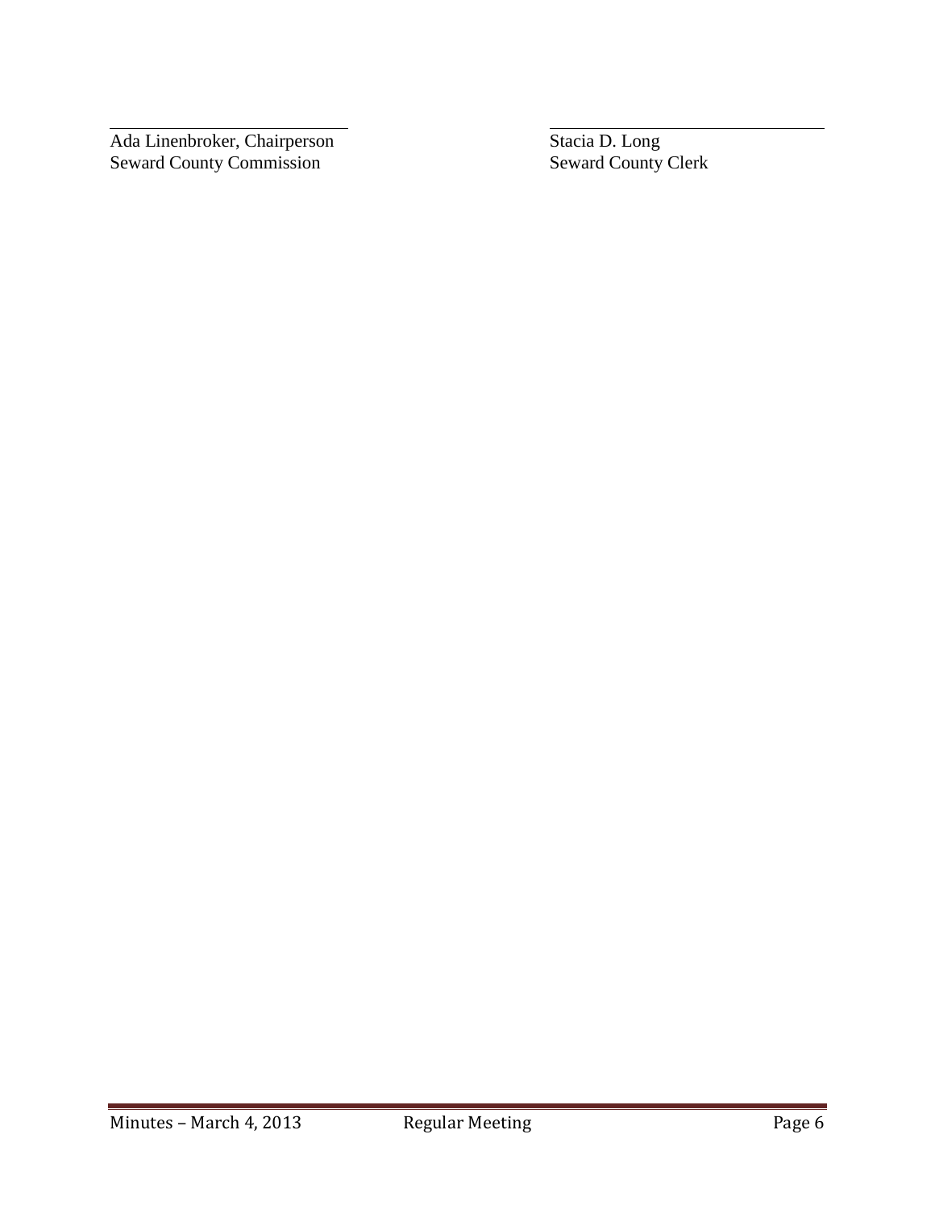Ada Linenbroker, Chairperson
Seward County Commission

Stacia D. Long
Seward County Clerk